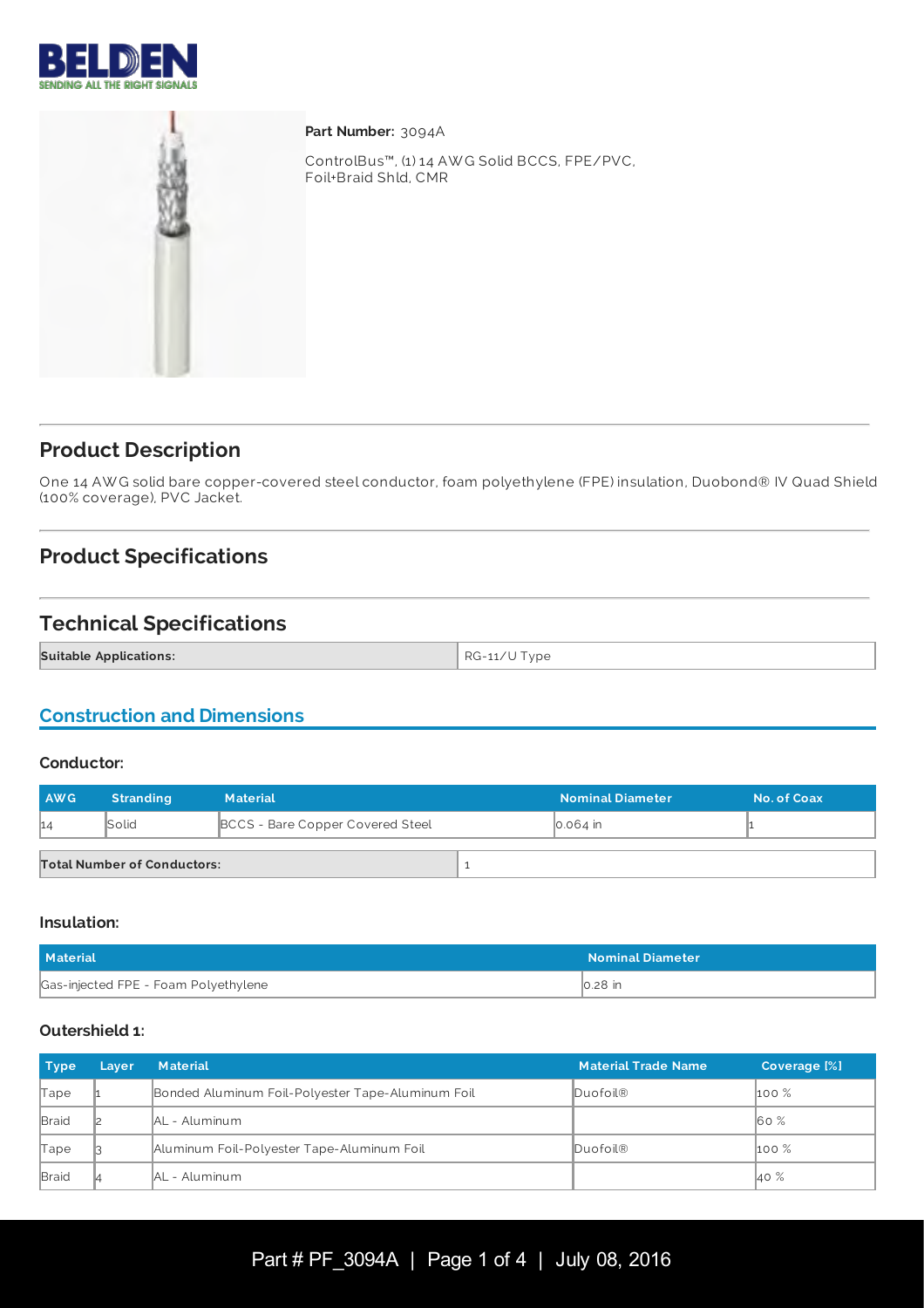**Part Number:** 3094A

ControlBus™, (1) 14 AWG Solid BCCS, FPE/PVC, Foil+Braid Shld, CMR

## Product Description

One 14 AWG solid bare copper-covered steel conductor, foam polyethylene (FPE) insulation, Duobond® IV Quad Shield (100% coverage), PVC Jacket.

## Product Specifications

## Technical Specifications

| Suitable Applications: | RG-11/U Type |
| --- | --- |

### Construction and Dimensions

#### Conductor:

| AWG | Stranding | Material | Nominal Diameter | No. of Coax |
| --- | --- | --- | --- | --- |
| 14 | Solid | BCCS - Bare Copper Covered Steel | 0.064 in | 1 |

| Total Number of Conductors: | 1 |
| --- | --- |

#### Insulation:

| Material | Nominal Diameter |
| --- | --- |
| Gas-injected FPE - Foam Polyethylene | 0.28 in |

#### Outershield 1:

| Type | Layer | Material | Material Trade Name | Coverage [%] |
| --- | --- | --- | --- | --- |
| Tape | 1 | Bonded Aluminum Foil-Polyester Tape-Aluminum Foil | Duofoil® | 100 % |
| Braid | 2 | AL - Aluminum | | 60 % |
| Tape | 3 | Aluminum Foil-Polyester Tape-Aluminum Foil | Duofoil® | 100 % |
| Braid | 4 | AL - Aluminum | | 40 % |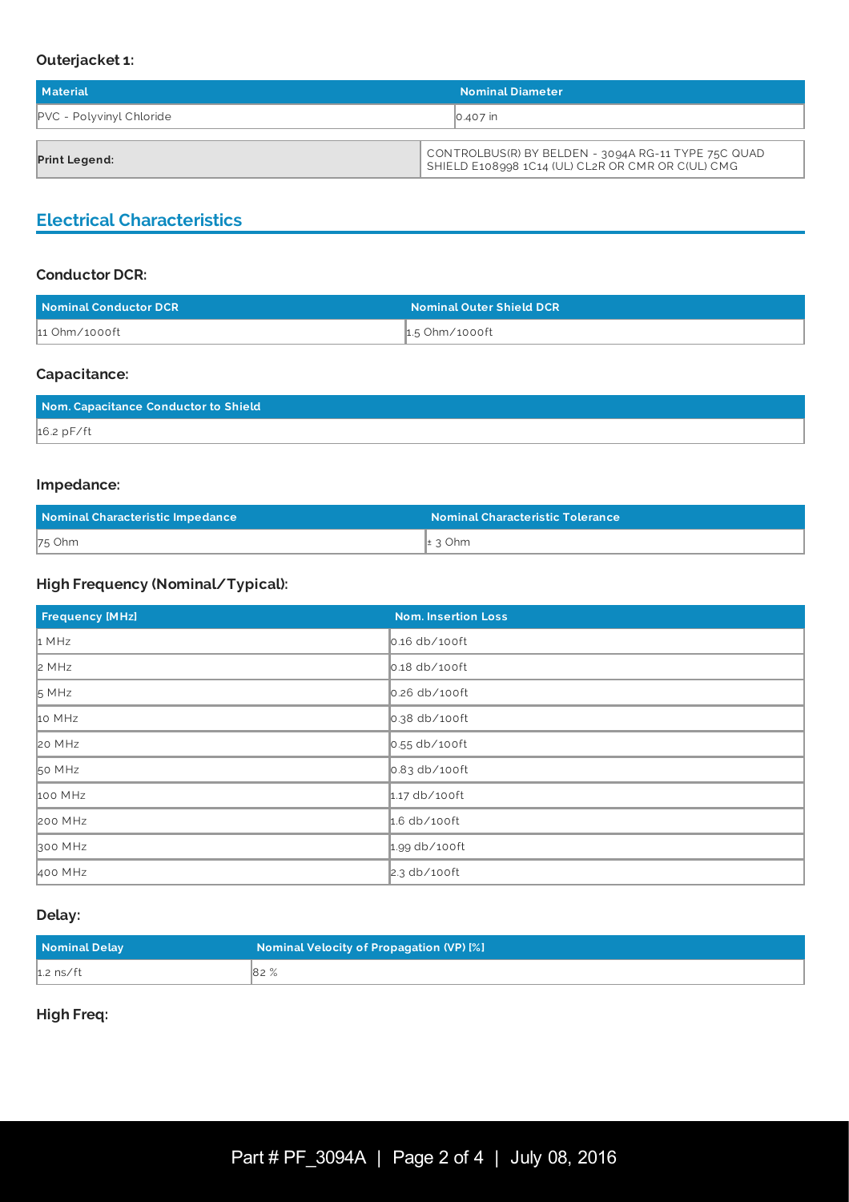#### Outerjacket 1:

| Material | Nominal Diameter |
|---|---|
| PVC - Polyvinyl Chloride | 0.407 in |

| Print Legend: | CONTROLBUS(R) BY BELDEN - 3094A RG-11 TYPE 75C QUAD SHIELD E108998 1C14 (UL) CL2R OR CMR OR C(UL) CMG |
|---|---|

## Electrical Characteristics

#### Conductor DCR:

| Nominal Conductor DCR | Nominal Outer Shield DCR |
|---|---|
| 11 Ohm/1000ft | 1.5 Ohm/1000ft |

#### Capacitance:

| Nom. Capacitance Conductor to Shield |
|---|
| 16.2 pF/ft |

#### Impedance:

| Nominal Characteristic Impedance | Nominal Characteristic Tolerance |
|---|---|
| 75 Ohm | ± 3 Ohm |

#### High Frequency (Nominal/Typical):

| Frequency [MHz] | Nom. Insertion Loss |
|---|---|
| 1 MHz | 0.16 db/100ft |
| 2 MHz | 0.18 db/100ft |
| 5 MHz | 0.26 db/100ft |
| 10 MHz | 0.38 db/100ft |
| 20 MHz | 0.55 db/100ft |
| 50 MHz | 0.83 db/100ft |
| 100 MHz | 1.17 db/100ft |
| 200 MHz | 1.6 db/100ft |
| 300 MHz | 1.99 db/100ft |
| 400 MHz | 2.3 db/100ft |

#### Delay:

| Nominal Delay | Nominal Velocity of Propagation (VP) [%] |
|---|---|
| 1.2 ns/ft | 82 % |

#### High Freq: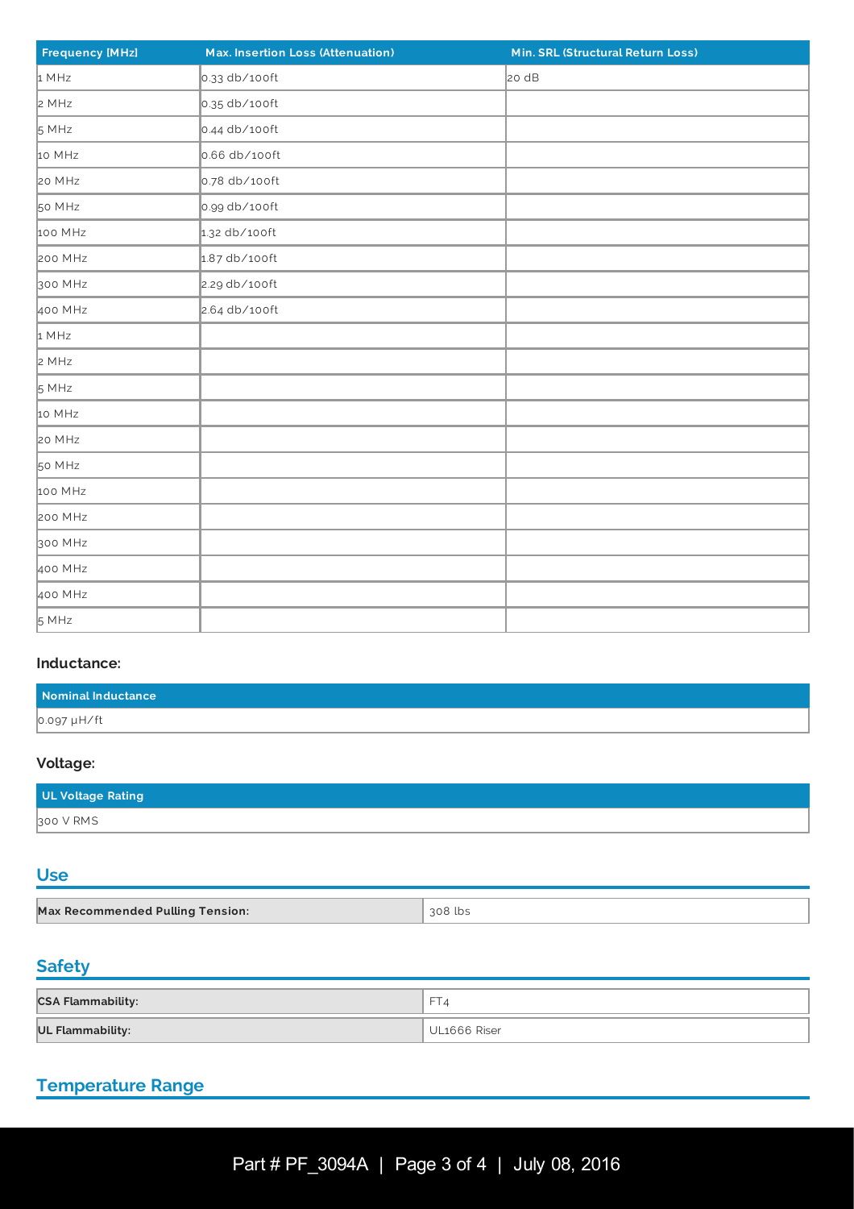| Frequency [MHz] | Max. Insertion Loss (Attenuation) | Min. SRL (Structural Return Loss) |
| --- | --- | --- |
| 1 MHz | 0.33 db/100ft | 20 dB |
| 2 MHz | 0.35 db/100ft | |
| 5 MHz | 0.44 db/100ft | |
| 10 MHz | 0.66 db/100ft | |
| 20 MHz | 0.78 db/100ft | |
| 50 MHz | 0.99 db/100ft | |
| 100 MHz | 1.32 db/100ft | |
| 200 MHz | 1.87 db/100ft | |
| 300 MHz | 2.29 db/100ft | |
| 400 MHz | 2.64 db/100ft | |
| 1 MHz | | |
| 2 MHz | | |
| 5 MHz | | |
| 10 MHz | | |
| 20 MHz | | |
| 50 MHz | | |
| 100 MHz | | |
| 200 MHz | | |
| 300 MHz | | |
| 400 MHz | | |
| 400 MHz | | |
| 5 MHz | | |

**Inductance:**

| Nominal Inductance |
| --- |
| 0.097 µH/ft |

**Voltage:**

| UL Voltage Rating |
| --- |
| 300 V RMS |

## Use

| | |
| --- | --- |
| **Max Recommended Pulling Tension:** | 308 lbs |

## Safety

| | |
| --- | --- |
| **CSA Flammability:** | FT4 |
| **UL Flammability:** | UL1666 Riser |

## Temperature Range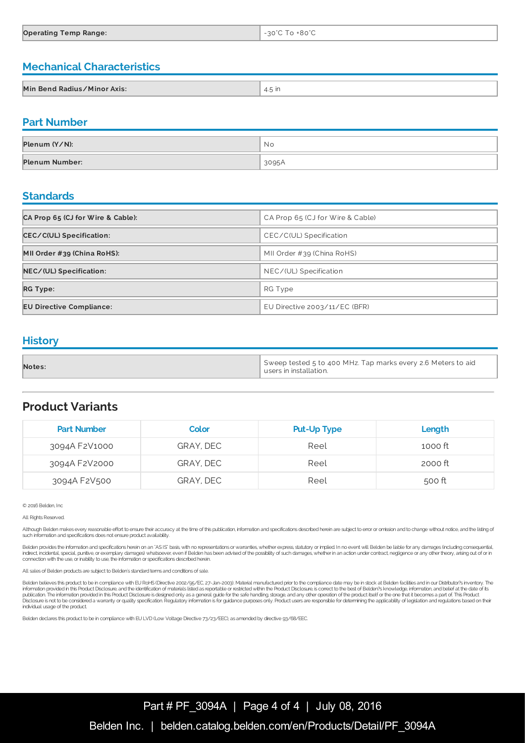| | |
|---|---|
| **Operating Temp Range:** | -30°C To +80°C |

## Mechanical Characteristics

| | |
|---|---|
| **Min Bend Radius/Minor Axis:** | 4.5 in |

## Part Number

| | |
|---|---|
| **Plenum (Y/N):** | No |
| **Plenum Number:** | 3095A |

## Standards

| | |
|---|---|
| **CA Prop 65 (CJ for Wire & Cable):** | CA Prop 65 (CJ for Wire & Cable) |
| **CEC/C(UL) Specification:** | CEC/C(UL) Specification |
| **MII Order #39 (China RoHS):** | MII Order #39 (China RoHS) |
| **NEC/(UL) Specification:** | NEC/(UL) Specification |
| **RG Type:** | RG Type |
| **EU Directive Compliance:** | EU Directive 2003/11/EC (BFR) |

## History

| | |
|---|---|
| **Notes:** | Sweep tested 5 to 400 MHz. Tap marks every 2.6 Meters to aid users in installation. |

## Product Variants

| Part Number | Color | Put-Up Type | Length |
|---|---|---|---|
| 3094A F2V1000 | GRAY, DEC | Reel | 1000 ft |
| 3094A F2V2000 | GRAY, DEC | Reel | 2000 ft |
| 3094A F2V500 | GRAY, DEC | Reel | 500 ft |

© 2016 Belden, Inc

All Rights Reserved.

Although Belden makes every reasonable effort to ensure their accuracy at the time of this publication, information and specifications described herein are subject to error or omission and to change without notice, and the listing of such information and specifications does not ensure product availability.

Belden provides the information and specifications herein on an "AS IS" basis, with no representations or warranties, whether express, statutory or implied. In no event will Belden be liable for any damages (including consequential, indirect, incidental, special, punitive, or exemplary damages) whatsoever, even if Belden has been advised of the possibility of such damages, whether in an action under contract, negligence or any other theory, arising out of or in connection with the use, or inability to use, the information or specifications described herein.

All sales of Belden products are subject to Belden's standard terms and conditions of sale.

Belden believes this product to be in compliance with EU RoHS (Directive 2002/95/EC, 27-Jan-2003). Material manufactured prior to the compliance date may be in stock at Belden facilities and in our Distributor?s inventory. The information provided in this Product Disclosure, and the identification of materials listed as reportable or restricted within the Product Disclosure, is correct to the best of Belden?s knowledge, information, and belief at the date of its publication. The information provided in this Product Disclosure is designed only as a general guide for the safe handling, storage, and any other operation of the product itself or the one that it becomes a part of. This Product Disclosure is not to be considered a warranty or quality specification. Regulatory information is for guidance purposes only. Product users are responsible for determining the applicability of legislation and regulations based on their individual usage of the product.

Belden declares this product to be in compliance with EU LVD (Low Voltage Directive 73/23/EEC), as amended by directive 93/68/EEC.